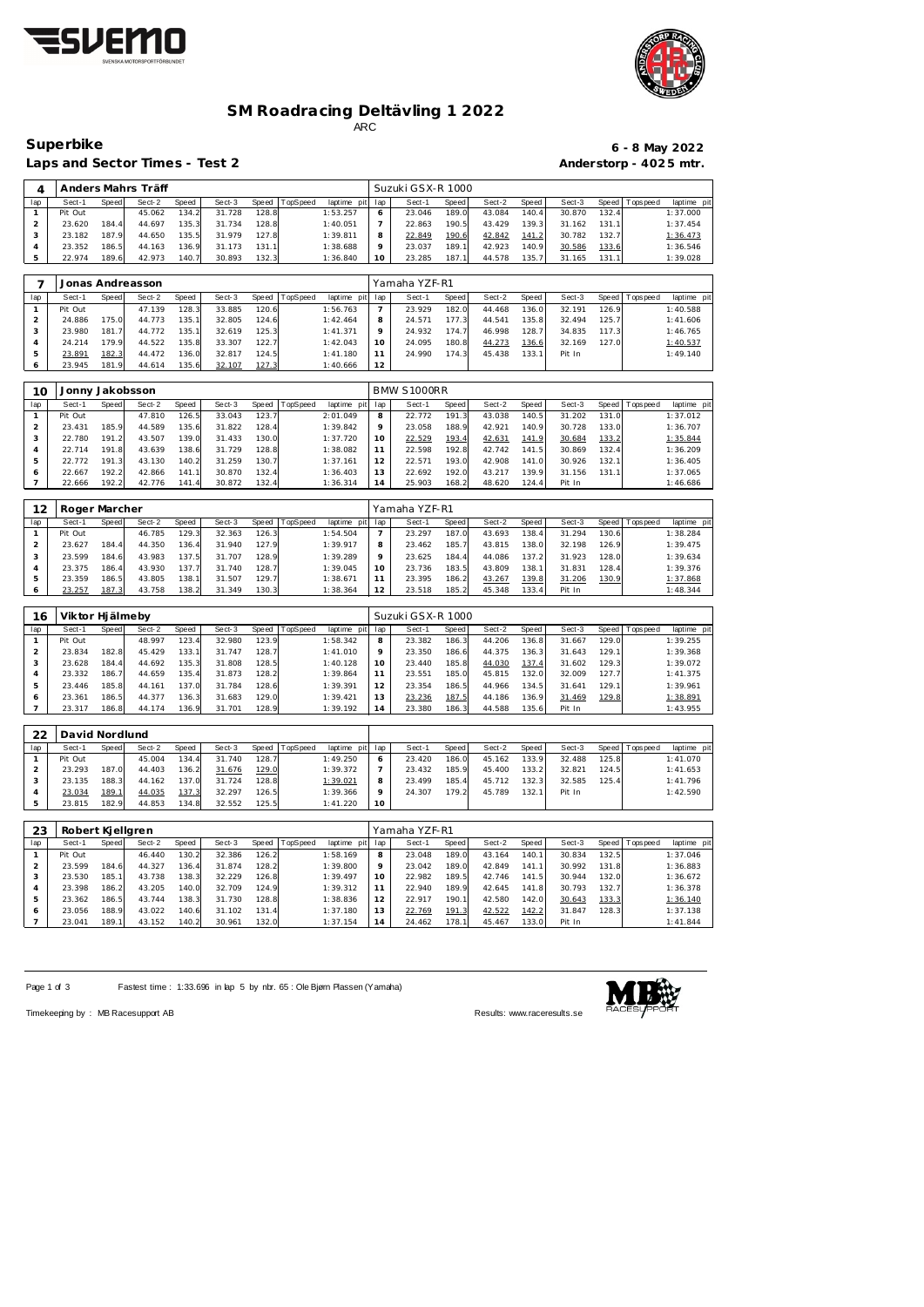# SM Roadracing Deltävling 1 2022

ARC

## Superbike

**6 - 8 May 2022**

**Laps and Sector Times - Test 2**

**Anderstorp - 4025 mtr.**

| 4 | Anders Mahrs Träff | | | | | | | | | Suzuki GSX-R 1000 | | | | | | | | |
|---|---|---|---|---|---|---|---|---|---|---|---|---|---|---|---|---|---|---|
| lap | Sect-1 | Speed | Sect-2 | Speed | Sect-3 | Speed | TopSpeed | laptime pit | lap | Sect-1 | Speed | Sect-2 | Speed | Sect-3 | Speed | Topspeed | laptime pit |
| 1 | Pit Out | | 45.062 | 134.2 | 31.728 | 128.8 | | 1:53.257 | 6 | 23.046 | 189.0 | 43.084 | 140.4 | 30.870 | 132.4 | | 1:37.000 |
| 2 | 23.620 | 184.4 | 44.697 | 135.3 | 31.734 | 128.8 | | 1:40.051 | 7 | 22.863 | 190.5 | 43.429 | 139.3 | 31.162 | 131.1 | | 1:37.454 |
| 3 | 23.182 | 187.9 | 44.650 | 135.5 | 31.979 | 127.8 | | 1:39.811 | 8 | 22.849 | 190.6 | 42.842 | 141.2 | 30.782 | 132.7 | | 1:36.473 |
| 4 | 23.352 | 186.5 | 44.163 | 136.9 | 31.173 | 131.1 | | 1:38.688 | 9 | 23.037 | 189.1 | 42.923 | 140.9 | 30.586 | 133.6 | | 1:36.546 |
| 5 | 22.974 | 189.6 | 42.973 | 140.7 | 30.893 | 132.3 | | 1:36.840 | 10 | 23.285 | 187.1 | 44.578 | 135.7 | 31.165 | 131.1 | | 1:39.028 |

| 7 | Jonas Andreasson | | | | | | | | | Yamaha YZF-R1 | | | | | | | | |
|---|---|---|---|---|---|---|---|---|---|---|---|---|---|---|---|---|---|---|
| lap | Sect-1 | Speed | Sect-2 | Speed | Sect-3 | Speed | TopSpeed | laptime pit | lap | Sect-1 | Speed | Sect-2 | Speed | Sect-3 | Speed | Topspeed | laptime pit |
| 1 | Pit Out | | 47.139 | 128.3 | 33.885 | 120.6 | | 1:56.763 | 7 | 23.929 | 182.0 | 44.468 | 136.0 | 32.191 | 126.9 | | 1:40.588 |
| 2 | 24.886 | 175.0 | 44.773 | 135.1 | 32.805 | 124.6 | | 1:42.464 | 8 | 24.571 | 177.3 | 44.541 | 135.8 | 32.494 | 125.7 | | 1:41.606 |
| 3 | 23.980 | 181.7 | 44.772 | 135.1 | 32.619 | 125.3 | | 1:41.371 | 9 | 24.932 | 174.7 | 46.998 | 128.7 | 34.835 | 117.3 | | 1:46.765 |
| 4 | 24.214 | 179.9 | 44.522 | 135.8 | 33.307 | 122.7 | | 1:42.043 | 10 | 24.095 | 180.8 | 44.273 | 136.6 | 32.169 | 127.0 | | 1:40.537 |
| 5 | 23.891 | 182.3 | 44.472 | 136.0 | 32.817 | 124.5 | | 1:41.180 | 11 | 24.990 | 174.3 | 45.438 | 133.1 | Pit In | | | 1:49.140 |
| 6 | 23.945 | 181.9 | 44.614 | 135.6 | 32.107 | 127.3 | | 1:40.666 | 12 | | | | | | | | |

| 10 | Jonny Jakobsson | | | | | | | | | BMW S1000RR | | | | | | | | |
|---|---|---|---|---|---|---|---|---|---|---|---|---|---|---|---|---|---|---|
| lap | Sect-1 | Speed | Sect-2 | Speed | Sect-3 | Speed | TopSpeed | laptime pit | lap | Sect-1 | Speed | Sect-2 | Speed | Sect-3 | Speed | Topspeed | laptime pit |
| 1 | Pit Out | | 47.810 | 126.5 | 33.043 | 123.7 | | 2:01.049 | 8 | 22.772 | 191.3 | 43.038 | 140.5 | 31.202 | 131.0 | | 1:37.012 |
| 2 | 23.431 | 185.9 | 44.589 | 135.6 | 31.822 | 128.4 | | 1:39.842 | 9 | 23.058 | 188.9 | 42.921 | 140.9 | 30.728 | 133.0 | | 1:36.707 |
| 3 | 22.780 | 191.2 | 43.507 | 139.0 | 31.433 | 130.0 | | 1:37.720 | 10 | 22.529 | 193.4 | 42.631 | 141.9 | 30.684 | 133.2 | | 1:35.844 |
| 4 | 22.714 | 191.8 | 43.639 | 138.6 | 31.729 | 128.8 | | 1:38.082 | 11 | 22.598 | 192.8 | 42.742 | 141.5 | 30.869 | 132.4 | | 1:36.209 |
| 5 | 22.772 | 191.3 | 43.130 | 140.2 | 31.259 | 130.7 | | 1:37.161 | 12 | 22.571 | 193.0 | 42.908 | 141.0 | 30.926 | 132.1 | | 1:36.405 |
| 6 | 22.667 | 192.2 | 42.866 | 141.1 | 30.870 | 132.4 | | 1:36.403 | 13 | 22.692 | 192.0 | 43.217 | 139.9 | 31.156 | 131.1 | | 1:37.065 |
| 7 | 22.666 | 192.2 | 42.776 | 141.4 | 30.872 | 132.4 | | 1:36.314 | 14 | 25.903 | 168.2 | 48.620 | 124.4 | Pit In | | | 1:46.686 |

| 12 | Roger Marcher | | | | | | | | | Yamaha YZF-R1 | | | | | | | | |
|---|---|---|---|---|---|---|---|---|---|---|---|---|---|---|---|---|---|---|
| lap | Sect-1 | Speed | Sect-2 | Speed | Sect-3 | Speed | TopSpeed | laptime pit | lap | Sect-1 | Speed | Sect-2 | Speed | Sect-3 | Speed | Topspeed | laptime pit |
| 1 | Pit Out | | 46.785 | 129.3 | 32.363 | 126.3 | | 1:54.504 | 7 | 23.297 | 187.0 | 43.693 | 138.4 | 31.294 | 130.6 | | 1:38.284 |
| 2 | 23.627 | 184.4 | 44.350 | 136.4 | 31.940 | 127.9 | | 1:39.917 | 8 | 23.462 | 185.7 | 43.815 | 138.0 | 32.198 | 126.9 | | 1:39.475 |
| 3 | 23.599 | 184.6 | 43.983 | 137.5 | 31.707 | 128.9 | | 1:39.289 | 9 | 23.625 | 184.4 | 44.086 | 137.2 | 31.923 | 128.0 | | 1:39.634 |
| 4 | 23.375 | 186.4 | 43.930 | 137.7 | 31.740 | 128.7 | | 1:39.045 | 10 | 23.736 | 183.5 | 43.809 | 138.1 | 31.831 | 128.4 | | 1:39.376 |
| 5 | 23.359 | 186.5 | 43.805 | 138.1 | 31.507 | 129.7 | | 1:38.671 | 11 | 23.395 | 186.2 | 43.267 | 139.8 | 31.206 | 130.9 | | 1:37.868 |
| 6 | 23.257 | 187.3 | 43.758 | 138.2 | 31.349 | 130.3 | | 1:38.364 | 12 | 23.518 | 185.2 | 45.348 | 133.4 | Pit In | | | 1:48.344 |

| 16 | Viktor Hjälmeby | | | | | | | | | Suzuki GSX-R 1000 | | | | | | | | |
|---|---|---|---|---|---|---|---|---|---|---|---|---|---|---|---|---|---|---|
| lap | Sect-1 | Speed | Sect-2 | Speed | Sect-3 | Speed | TopSpeed | laptime pit | lap | Sect-1 | Speed | Sect-2 | Speed | Sect-3 | Speed | Topspeed | laptime pit |
| 1 | Pit Out | | 48.997 | 123.4 | 32.980 | 123.9 | | 1:58.342 | 8 | 23.382 | 186.3 | 44.206 | 136.8 | 31.667 | 129.0 | | 1:39.255 |
| 2 | 23.834 | 182.8 | 45.429 | 133.1 | 31.747 | 128.7 | | 1:41.010 | 9 | 23.350 | 186.6 | 44.375 | 136.3 | 31.643 | 129.1 | | 1:39.368 |
| 3 | 23.628 | 184.4 | 44.692 | 135.3 | 31.808 | 128.5 | | 1:40.128 | 10 | 23.440 | 185.8 | 44.030 | 137.4 | 31.602 | 129.3 | | 1:39.072 |
| 4 | 23.332 | 186.7 | 44.659 | 135.4 | 31.873 | 128.2 | | 1:39.864 | 11 | 23.551 | 185.0 | 45.815 | 132.0 | 32.009 | 127.7 | | 1:41.375 |
| 5 | 23.446 | 185.8 | 44.161 | 137.0 | 31.784 | 128.6 | | 1:39.391 | 12 | 23.354 | 186.5 | 44.966 | 134.5 | 31.641 | 129.1 | | 1:39.961 |
| 6 | 23.361 | 186.5 | 44.377 | 136.3 | 31.683 | 129.0 | | 1:39.421 | 13 | 23.236 | 187.5 | 44.186 | 136.9 | 31.469 | 129.8 | | 1:38.891 |
| 7 | 23.317 | 186.8 | 44.174 | 136.9 | 31.701 | 128.9 | | 1:39.192 | 14 | 23.380 | 186.3 | 44.588 | 135.6 | Pit In | | | 1:43.955 |

| 22 | David Nordlund | | | | | | | | | | | | | | | | | |
|---|---|---|---|---|---|---|---|---|---|---|---|---|---|---|---|---|---|---|
| lap | Sect-1 | Speed | Sect-2 | Speed | Sect-3 | Speed | TopSpeed | laptime pit | lap | Sect-1 | Speed | Sect-2 | Speed | Sect-3 | Speed | Topspeed | laptime pit |
| 1 | Pit Out | | 45.004 | 134.4 | 31.740 | 128.7 | | 1:49.250 | 6 | 23.420 | 186.0 | 45.162 | 133.9 | 32.488 | 125.8 | | 1:41.070 |
| 2 | 23.293 | 187.0 | 44.403 | 136.2 | 31.676 | 129.0 | | 1:39.372 | 7 | 23.432 | 185.9 | 45.400 | 133.2 | 32.821 | 124.5 | | 1:41.653 |
| 3 | 23.135 | 188.3 | 44.162 | 137.0 | 31.724 | 128.8 | | 1:39.021 | 8 | 23.499 | 185.4 | 45.712 | 132.3 | 32.585 | 125.4 | | 1:41.796 |
| 4 | 23.034 | 189.1 | 44.035 | 137.3 | 32.297 | 126.5 | | 1:39.366 | 9 | 24.307 | 179.2 | 45.789 | 132.1 | Pit In | | | 1:42.590 |
| 5 | 23.815 | 182.9 | 44.853 | 134.8 | 32.552 | 125.5 | | 1:41.220 | 10 | | | | | | | | |

| 23 | Robert Kjellgren | | | | | | | | | Yamaha YZF-R1 | | | | | | | | |
|---|---|---|---|---|---|---|---|---|---|---|---|---|---|---|---|---|---|---|
| lap | Sect-1 | Speed | Sect-2 | Speed | Sect-3 | Speed | TopSpeed | laptime pit | lap | Sect-1 | Speed | Sect-2 | Speed | Sect-3 | Speed | Topspeed | laptime pit |
| 1 | Pit Out | | 46.440 | 130.2 | 32.386 | 126.2 | | 1:58.169 | 8 | 23.048 | 189.0 | 43.164 | 140.1 | 30.834 | 132.5 | | 1:37.046 |
| 2 | 23.599 | 184.6 | 44.327 | 136.4 | 31.874 | 128.2 | | 1:39.800 | 9 | 23.042 | 189.0 | 42.849 | 141.1 | 30.992 | 131.8 | | 1:36.883 |
| 3 | 23.530 | 185.1 | 43.738 | 138.3 | 32.229 | 126.8 | | 1:39.497 | 10 | 22.982 | 189.5 | 42.746 | 141.5 | 30.944 | 132.0 | | 1:36.672 |
| 4 | 23.398 | 186.2 | 43.205 | 140.0 | 32.709 | 124.9 | | 1:39.312 | 11 | 22.940 | 189.9 | 42.645 | 141.8 | 30.793 | 132.7 | | 1:36.378 |
| 5 | 23.362 | 186.5 | 43.744 | 138.3 | 31.730 | 128.8 | | 1:38.836 | 12 | 22.917 | 190.1 | 42.580 | 142.0 | 30.643 | 133.3 | | 1:36.140 |
| 6 | 23.056 | 188.9 | 43.022 | 140.6 | 31.102 | 131.4 | | 1:37.180 | 13 | 22.769 | 191.3 | 42.522 | 142.2 | 31.847 | 128.3 | | 1:37.138 |
| 7 | 23.041 | 189.1 | 43.152 | 140.2 | 30.961 | 132.0 | | 1:37.154 | 14 | 24.462 | 178.1 | 45.467 | 133.0 | Pit In | | | 1:41.844 |

Fastest time : 1:33.696 in lap 5 by nbr. 65 : Ole Bjørn Plassen (Yamaha)

Timekeeping by : MB Racesupport AB

Results: www.raceresults.se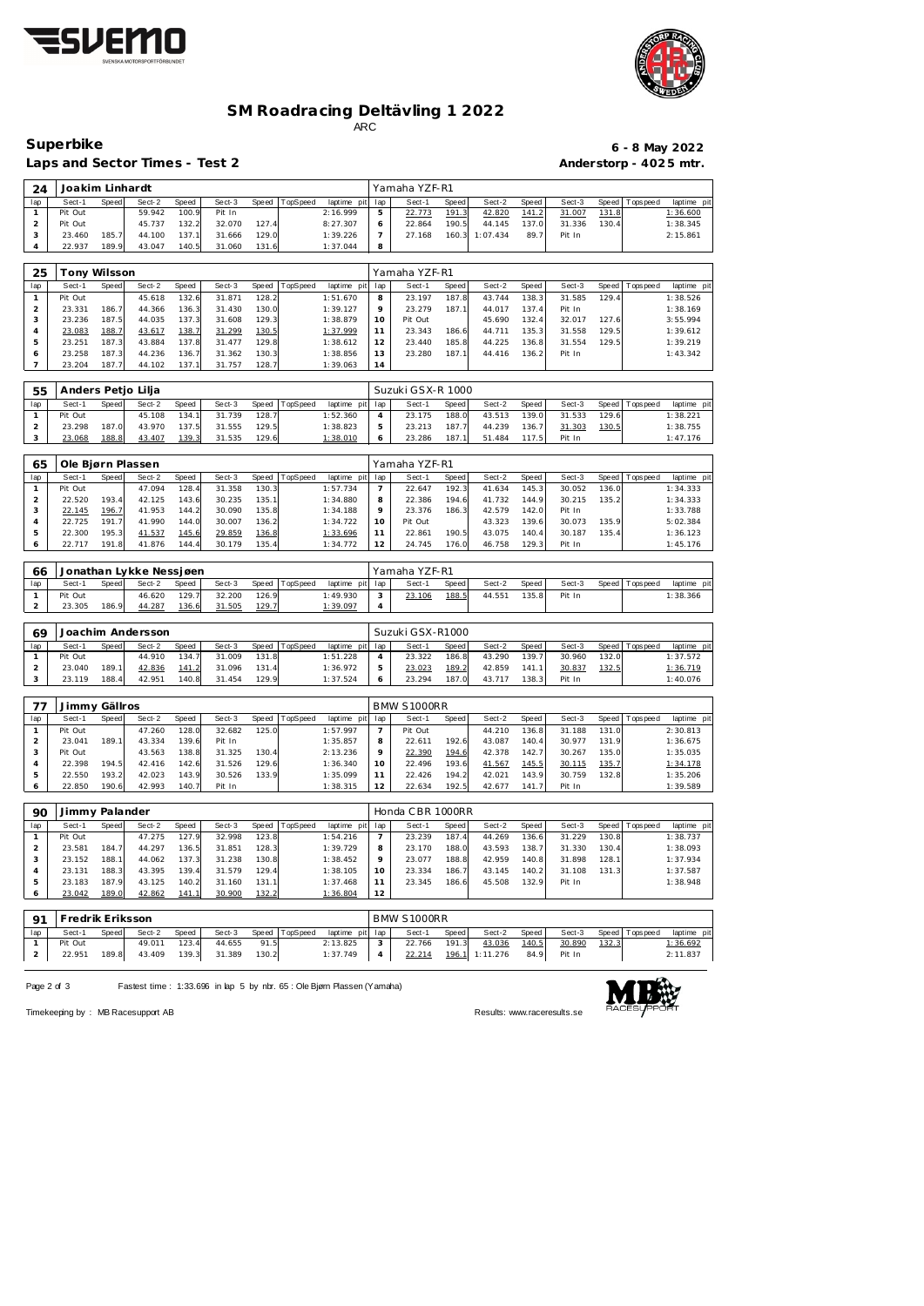# SM Roadracing Deltävling 1 2022

ARC

## Superbike

**6 - 8 May 2022**

**Laps and Sector Times - Test 2**

**Anderstorp - 4025 mtr.**

### 24 Joakim Linhardt — Yamaha YZF-R1

| lap | Sect-1 | Speed | Sect-2 | Speed | Sect-3 | Speed | TopSpeed | laptime pit | lap | Sect-1 | Speed | Sect-2 | Speed | Sect-3 | Speed | Topspeed | laptime pit |
|---|---|---|---|---|---|---|---|---|---|---|---|---|---|---|---|---|---|
| 1 | Pit Out | | 59.942 | 100.9 | Pit In | | | 2:16.999 | 5 | 22.773 | 191.3 | 42.820 | 141.2 | 31.007 | 131.8 | | 1:36.600 |
| 2 | Pit Out | | 45.737 | 132.2 | 32.070 | 127.4 | | 8:27.307 | 6 | 22.864 | 190.5 | 44.145 | 137.0 | 31.336 | 130.4 | | 1:38.345 |
| 3 | 23.460 | 185.7 | 44.100 | 137.1 | 31.666 | 129.0 | | 1:39.226 | 7 | 27.168 | 160.3 | 1:07.434 | 89.7 | Pit In | | | 2:15.861 |
| 4 | 22.937 | 189.9 | 43.047 | 140.5 | 31.060 | 131.6 | | 1:37.044 | 8 | | | | | | | | |

### 25 Tony Wilsson — Yamaha YZF-R1

| lap | Sect-1 | Speed | Sect-2 | Speed | Sect-3 | Speed | TopSpeed | laptime pit | lap | Sect-1 | Speed | Sect-2 | Speed | Sect-3 | Speed | Topspeed | laptime pit |
|---|---|---|---|---|---|---|---|---|---|---|---|---|---|---|---|---|---|
| 1 | Pit Out | | 45.618 | 132.6 | 31.871 | 128.2 | | 1:51.670 | 8 | 23.197 | 187.8 | 43.744 | 138.3 | 31.585 | 129.4 | | 1:38.526 |
| 2 | 23.331 | 186.7 | 44.366 | 136.3 | 31.430 | 130.0 | | 1:39.127 | 9 | 23.279 | 187.1 | 44.017 | 137.4 | Pit In | | | 1:38.169 |
| 3 | 23.236 | 187.5 | 44.035 | 137.3 | 31.608 | 129.3 | | 1:38.879 | 10 | Pit Out | | 45.690 | 132.4 | 32.017 | 127.6 | | 3:55.994 |
| 4 | 23.083 | 188.7 | 43.617 | 138.7 | 31.299 | 130.5 | | 1:37.999 | 11 | 23.343 | 186.6 | 44.711 | 135.3 | 31.558 | 129.5 | | 1:39.612 |
| 5 | 23.251 | 187.3 | 43.884 | 137.8 | 31.477 | 129.8 | | 1:38.612 | 12 | 23.440 | 185.8 | 44.225 | 136.8 | 31.554 | 129.5 | | 1:39.219 |
| 6 | 23.258 | 187.3 | 44.236 | 136.7 | 31.362 | 130.3 | | 1:38.856 | 13 | 23.280 | 187.1 | 44.416 | 136.2 | Pit In | | | 1:43.342 |
| 7 | 23.204 | 187.7 | 44.102 | 137.1 | 31.757 | 128.7 | | 1:39.063 | 14 | | | | | | | | |

### 55 Anders Petjo Lilja — Suzuki GSX-R 1000

| lap | Sect-1 | Speed | Sect-2 | Speed | Sect-3 | Speed | TopSpeed | laptime pit | lap | Sect-1 | Speed | Sect-2 | Speed | Sect-3 | Speed | Topspeed | laptime pit |
|---|---|---|---|---|---|---|---|---|---|---|---|---|---|---|---|---|---|
| 1 | Pit Out | | 45.108 | 134.1 | 31.739 | 128.7 | | 1:52.360 | 4 | 23.175 | 188.0 | 43.513 | 139.0 | 31.533 | 129.6 | | 1:38.221 |
| 2 | 23.298 | 187.0 | 43.970 | 137.5 | 31.555 | 129.5 | | 1:38.823 | 5 | 23.213 | 187.7 | 44.239 | 136.7 | 31.303 | 130.5 | | 1:38.755 |
| 3 | 23.068 | 188.8 | 43.407 | 139.3 | 31.535 | 129.6 | | 1:38.010 | 6 | 23.286 | 187.1 | 51.484 | 117.5 | Pit In | | | 1:47.176 |

### 65 Ole Bjørn Plassen — Yamaha YZF-R1

| lap | Sect-1 | Speed | Sect-2 | Speed | Sect-3 | Speed | TopSpeed | laptime pit | lap | Sect-1 | Speed | Sect-2 | Speed | Sect-3 | Speed | Topspeed | laptime pit |
|---|---|---|---|---|---|---|---|---|---|---|---|---|---|---|---|---|---|
| 1 | Pit Out | | 47.094 | 128.4 | 31.358 | 130.3 | | 1:57.734 | 7 | 22.647 | 192.3 | 41.634 | 145.3 | 30.052 | 136.0 | | 1:34.333 |
| 2 | 22.520 | 193.4 | 42.125 | 143.6 | 30.235 | 135.1 | | 1:34.880 | 8 | 22.386 | 194.6 | 41.732 | 144.9 | 30.215 | 135.2 | | 1:34.333 |
| 3 | 22.145 | 196.7 | 41.953 | 144.2 | 30.090 | 135.8 | | 1:34.188 | 9 | 23.376 | 186.3 | 42.579 | 142.0 | Pit In | | | 1:33.788 |
| 4 | 22.725 | 191.7 | 41.990 | 144.0 | 30.007 | 136.2 | | 1:34.722 | 10 | Pit Out | | 43.323 | 139.6 | 30.073 | 135.9 | | 5:02.384 |
| 5 | 22.300 | 195.3 | 41.537 | 145.6 | 29.859 | 136.8 | | 1:33.696 | 11 | 22.861 | 190.5 | 43.075 | 140.4 | 30.187 | 135.4 | | 1:36.123 |
| 6 | 22.717 | 191.8 | 41.876 | 144.4 | 30.179 | 135.4 | | 1:34.772 | 12 | 24.745 | 176.0 | 46.758 | 129.3 | Pit In | | | 1:45.176 |

### 66 Jonathan Lykke Nessjøen — Yamaha YZF-R1

| lap | Sect-1 | Speed | Sect-2 | Speed | Sect-3 | Speed | TopSpeed | laptime pit | lap | Sect-1 | Speed | Sect-2 | Speed | Sect-3 | Speed | Topspeed | laptime pit |
|---|---|---|---|---|---|---|---|---|---|---|---|---|---|---|---|---|---|
| 1 | Pit Out | | 46.620 | 129.7 | 32.200 | 126.9 | | 1:49.930 | 3 | 23.106 | 188.5 | 44.551 | 135.8 | Pit In | | | 1:38.366 |
| 2 | 23.305 | 186.9 | 44.287 | 136.6 | 31.505 | 129.7 | | 1:39.097 | 4 | | | | | | | | |

### 69 Joachim Andersson — Suzuki GSX-R1000

| lap | Sect-1 | Speed | Sect-2 | Speed | Sect-3 | Speed | TopSpeed | laptime pit | lap | Sect-1 | Speed | Sect-2 | Speed | Sect-3 | Speed | Topspeed | laptime pit |
|---|---|---|---|---|---|---|---|---|---|---|---|---|---|---|---|---|---|
| 1 | Pit Out | | 44.910 | 134.7 | 31.009 | 131.8 | | 1:51.228 | 4 | 23.322 | 186.8 | 43.290 | 139.7 | 30.960 | 132.0 | | 1:37.572 |
| 2 | 23.040 | 189.1 | 42.836 | 141.2 | 31.096 | 131.4 | | 1:36.972 | 5 | 23.023 | 189.2 | 42.859 | 141.1 | 30.837 | 132.5 | | 1:36.719 |
| 3 | 23.119 | 188.4 | 42.951 | 140.8 | 31.454 | 129.9 | | 1:37.524 | 6 | 23.294 | 187.0 | 43.717 | 138.3 | Pit In | | | 1:40.076 |

### 77 Jimmy Gällros — BMW S1000RR

| lap | Sect-1 | Speed | Sect-2 | Speed | Sect-3 | Speed | TopSpeed | laptime pit | lap | Sect-1 | Speed | Sect-2 | Speed | Sect-3 | Speed | Topspeed | laptime pit |
|---|---|---|---|---|---|---|---|---|---|---|---|---|---|---|---|---|---|
| 1 | Pit Out | | 47.260 | 128.0 | 32.682 | 125.0 | | 1:57.997 | 7 | Pit Out | | 44.210 | 136.8 | 31.188 | 131.0 | | 2:30.813 |
| 2 | 23.041 | 189.1 | 43.334 | 139.6 | Pit In | | | 1:35.857 | 8 | 22.611 | 192.6 | 43.087 | 140.4 | 30.977 | 131.9 | | 1:36.675 |
| 3 | Pit Out | | 43.563 | 138.8 | 31.325 | 130.4 | | 2:13.236 | 9 | 22.390 | 194.6 | 42.378 | 142.7 | 30.267 | 135.0 | | 1:35.035 |
| 4 | 22.398 | 194.5 | 42.416 | 142.6 | 31.526 | 129.6 | | 1:36.340 | 10 | 22.496 | 193.6 | 41.567 | 145.5 | 30.115 | 135.7 | | 1:34.178 |
| 5 | 22.550 | 193.2 | 42.023 | 143.9 | 30.526 | 133.9 | | 1:35.099 | 11 | 22.426 | 194.2 | 42.021 | 143.9 | 30.759 | 132.8 | | 1:35.206 |
| 6 | 22.850 | 190.6 | 42.993 | 140.7 | Pit In | | | 1:38.315 | 12 | 22.634 | 192.5 | 42.677 | 141.7 | Pit In | | | 1:39.589 |

### 90 Jimmy Palander — Honda CBR 1000RR

| lap | Sect-1 | Speed | Sect-2 | Speed | Sect-3 | Speed | TopSpeed | laptime pit | lap | Sect-1 | Speed | Sect-2 | Speed | Sect-3 | Speed | Topspeed | laptime pit |
|---|---|---|---|---|---|---|---|---|---|---|---|---|---|---|---|---|---|
| 1 | Pit Out | | 47.275 | 127.9 | 32.998 | 123.8 | | 1:54.216 | 7 | 23.239 | 187.4 | 44.269 | 136.6 | 31.229 | 130.8 | | 1:38.737 |
| 2 | 23.581 | 184.7 | 44.297 | 136.5 | 31.851 | 128.3 | | 1:39.729 | 8 | 23.170 | 188.0 | 43.593 | 138.7 | 31.330 | 130.4 | | 1:38.093 |
| 3 | 23.152 | 188.1 | 44.062 | 137.3 | 31.238 | 130.8 | | 1:38.452 | 9 | 23.077 | 188.8 | 42.959 | 140.8 | 31.898 | 128.1 | | 1:37.934 |
| 4 | 23.131 | 188.3 | 43.395 | 139.4 | 31.579 | 129.4 | | 1:38.105 | 10 | 23.334 | 186.7 | 43.145 | 140.2 | 31.108 | 131.3 | | 1:37.587 |
| 5 | 23.183 | 187.9 | 43.125 | 140.2 | 31.160 | 131.1 | | 1:37.468 | 11 | 23.345 | 186.6 | 45.508 | 132.9 | Pit In | | | 1:38.948 |
| 6 | 23.042 | 189.0 | 42.862 | 141.1 | 30.900 | 132.2 | | 1:36.804 | 12 | | | | | | | | |

### 91 Fredrik Eriksson — BMW S1000RR

| lap | Sect-1 | Speed | Sect-2 | Speed | Sect-3 | Speed | TopSpeed | laptime pit | lap | Sect-1 | Speed | Sect-2 | Speed | Sect-3 | Speed | Topspeed | laptime pit |
|---|---|---|---|---|---|---|---|---|---|---|---|---|---|---|---|---|---|
| 1 | Pit Out | | 49.011 | 123.4 | 44.655 | 91.5 | | 2:13.825 | 3 | 22.766 | 191.3 | 43.036 | 140.5 | 30.890 | 132.3 | | 1:36.692 |
| 2 | 22.951 | 189.8 | 43.409 | 139.3 | 31.389 | 130.2 | | 1:37.749 | 4 | 22.214 | 196.1 | 1:11.276 | 84.9 | Pit In | | | 2:11.837 |

Fastest time : 1:33.696 in lap 5 by nbr. 65 : Ole Bjørn Plassen (Yamaha)

Timekeeping by : MB Racesupport AB — Results: www.raceresults.se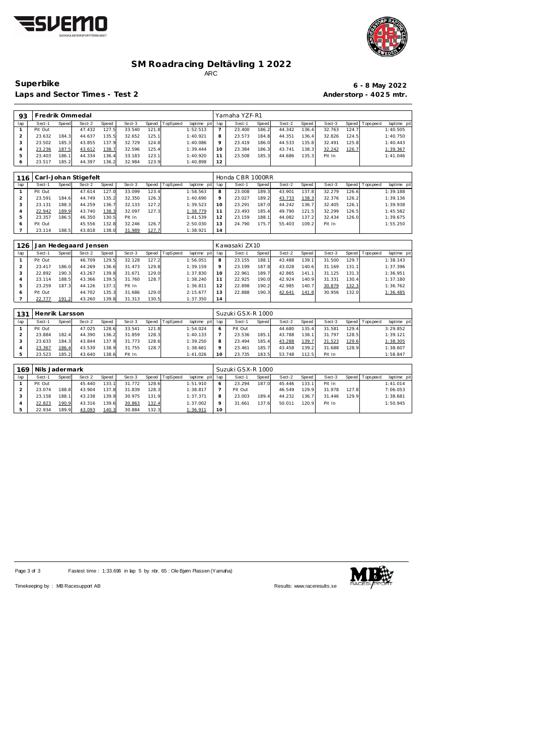# SM Roadracing Deltävling 1 2022

ARC

**Superbike** — 6 - 8 May 2022

**Laps and Sector Times - Test 2** — Anderstorp - 4025 mtr.

| 93 | Fredrik Ommedal | | | | | | | | Yamaha YZF-R1 | | | | | | | | |
|---|---|---|---|---|---|---|---|---|---|---|---|---|---|---|---|---|---|
| lap | Sect-1 | Speed | Sect-2 | Speed | Sect-3 | Speed | TopSpeed | laptime pit | lap | Sect-1 | Speed | Sect-2 | Speed | Sect-3 | Speed | Topspeed | laptime pit |
| 1 | Pit Out | | 47.432 | 127.5 | 33.540 | 121.8 | | 1:52.513 | 7 | 23.400 | 186.2 | 44.342 | 136.4 | 32.763 | 124.7 | | 1:40.505 |
| 2 | 23.632 | 184.3 | 44.637 | 135.5 | 32.652 | 125.1 | | 1:40.921 | 8 | 23.573 | 184.8 | 44.351 | 136.4 | 32.826 | 124.5 | | 1:40.750 |
| 3 | 23.502 | 185.3 | 43.855 | 137.9 | 32.729 | 124.8 | | 1:40.086 | 9 | 23.419 | 186.0 | 44.533 | 135.8 | 32.491 | 125.8 | | 1:40.443 |
| 4 | 23.236 | 187.5 | 43.612 | 138.7 | 32.596 | 125.4 | | 1:39.444 | 10 | 23.384 | 186.3 | 43.741 | 138.3 | 32.242 | 126.7 | | 1:39.367 |
| 5 | 23.403 | 186.1 | 44.334 | 136.4 | 33.183 | 123.1 | | 1:40.920 | 11 | 23.508 | 185.3 | 44.686 | 135.3 | Pit In | | | 1:41.046 |
| 6 | 23.517 | 185.2 | 44.397 | 136.2 | 32.984 | 123.9 | | 1:40.898 | 12 | | | | | | | | |

| 116 | Carl-Johan Stigefelt | | | | | | | | Honda CBR 1000RR | | | | | | | | |
|---|---|---|---|---|---|---|---|---|---|---|---|---|---|---|---|---|---|
| lap | Sect-1 | Speed | Sect-2 | Speed | Sect-3 | Speed | TopSpeed | laptime pit | lap | Sect-1 | Speed | Sect-2 | Speed | Sect-3 | Speed | Topspeed | laptime pit |
| 1 | Pit Out | | 47.614 | 127.0 | 33.099 | 123.4 | | 1:58.563 | 8 | 23.008 | 189.3 | 43.901 | 137.8 | 32.279 | 126.6 | | 1:39.188 |
| 2 | 23.591 | 184.6 | 44.749 | 135.2 | 32.350 | 126.3 | | 1:40.690 | 9 | 23.027 | 189.2 | 43.733 | 138.3 | 32.376 | 126.2 | | 1:39.136 |
| 3 | 23.131 | 188.3 | 44.259 | 136.7 | 32.133 | 127.2 | | 1:39.523 | 10 | 23.291 | 187.0 | 44.242 | 136.7 | 32.405 | 126.1 | | 1:39.938 |
| 4 | 22.942 | 189.9 | 43.740 | 138.3 | 32.097 | 127.3 | | 1:38.779 | 11 | 23.493 | 185.4 | 49.790 | 121.5 | 32.299 | 126.5 | | 1:45.582 |
| 5 | 23.357 | 186.5 | 46.350 | 130.5 | Pit In | | | 1:41.539 | 12 | 23.159 | 188.1 | 44.082 | 137.2 | 32.434 | 126.0 | | 1:39.675 |
| 6 | Pit Out | | 45.556 | 132.8 | 32.246 | 126.7 | | 2:50.030 | 13 | 24.790 | 175.7 | 55.403 | 109.2 | Pit In | | | 1:55.250 |
| 7 | 23.114 | 188.5 | 43.818 | 138.0 | 31.989 | 127.7 | | 1:38.921 | 14 | | | | | | | | |

| 126 | Jan Hedegaard Jensen | | | | | | | | Kawasaki ZX10 | | | | | | | | |
|---|---|---|---|---|---|---|---|---|---|---|---|---|---|---|---|---|---|
| lap | Sect-1 | Speed | Sect-2 | Speed | Sect-3 | Speed | TopSpeed | laptime pit | lap | Sect-1 | Speed | Sect-2 | Speed | Sect-3 | Speed | Topspeed | laptime pit |
| 1 | Pit Out | | 46.709 | 129.5 | 32.128 | 127.2 | | 1:56.051 | 8 | 23.155 | 188.1 | 43.488 | 139.1 | 31.500 | 129.7 | | 1:38.143 |
| 2 | 23.417 | 186.0 | 44.269 | 136.6 | 31.473 | 129.8 | | 1:39.159 | 9 | 23.199 | 187.8 | 43.028 | 140.6 | 31.169 | 131.1 | | 1:37.396 |
| 3 | 22.892 | 190.3 | 43.267 | 139.8 | 31.671 | 129.0 | | 1:37.830 | 10 | 22.961 | 189.7 | 42.865 | 141.1 | 31.125 | 131.3 | | 1:36.951 |
| 4 | 23.114 | 188.5 | 43.366 | 139.5 | 31.760 | 128.7 | | 1:38.240 | 11 | 22.925 | 190.0 | 42.924 | 140.9 | 31.331 | 130.4 | | 1:37.180 |
| 5 | 23.259 | 187.3 | 44.126 | 137.1 | Pit In | | | 1:36.811 | 12 | 22.898 | 190.2 | 42.985 | 140.7 | 30.879 | 132.3 | | 1:36.762 |
| 6 | Pit Out | | 44.702 | 135.3 | 31.686 | 129.0 | | 2:15.677 | 13 | 22.888 | 190.3 | 42.641 | 141.8 | 30.956 | 132.0 | | 1:36.485 |
| 7 | 22.777 | 191.2 | 43.260 | 139.8 | 31.313 | 130.5 | | 1:37.350 | 14 | | | | | | | | |

| 131 | Henrik Larsson | | | | | | | | Suzuki GSX-R 1000 | | | | | | | | |
|---|---|---|---|---|---|---|---|---|---|---|---|---|---|---|---|---|---|
| lap | Sect-1 | Speed | Sect-2 | Speed | Sect-3 | Speed | TopSpeed | laptime pit | lap | Sect-1 | Speed | Sect-2 | Speed | Sect-3 | Speed | Topspeed | laptime pit |
| 1 | Pit Out | | 47.025 | 128.6 | 33.541 | 121.8 | | 1:54.024 | 6 | Pit Out | | 44.680 | 135.4 | 31.581 | 129.4 | | 3:29.852 |
| 2 | 23.884 | 182.4 | 44.390 | 136.2 | 31.859 | 128.3 | | 1:40.133 | 7 | 23.536 | 185.1 | 43.788 | 138.1 | 31.797 | 128.5 | | 1:39.121 |
| 3 | 23.633 | 184.3 | 43.844 | 137.9 | 31.773 | 128.6 | | 1:39.250 | 8 | 23.494 | 185.4 | 43.288 | 139.7 | 31.523 | 129.6 | | 1:38.305 |
| 4 | 23.367 | 186.4 | 43.539 | 138.9 | 31.755 | 128.7 | | 1:38.661 | 9 | 23.461 | 185.7 | 43.458 | 139.2 | 31.688 | 128.9 | | 1:38.607 |
| 5 | 23.523 | 185.2 | 43.640 | 138.6 | Pit In | | | 1:41.026 | 10 | 23.735 | 183.5 | 53.748 | 112.5 | Pit In | | | 1:58.847 |

| 169 | Nils Jadermark | | | | | | | | Suzuki GSX-R 1000 | | | | | | | | |
|---|---|---|---|---|---|---|---|---|---|---|---|---|---|---|---|---|---|
| lap | Sect-1 | Speed | Sect-2 | Speed | Sect-3 | Speed | TopSpeed | laptime pit | lap | Sect-1 | Speed | Sect-2 | Speed | Sect-3 | Speed | Topspeed | laptime pit |
| 1 | Pit Out | | 45.440 | 133.1 | 31.772 | 128.6 | | 1:51.910 | 6 | 23.294 | 187.0 | 45.446 | 133.1 | Pit In | | | 1:41.014 |
| 2 | 23.074 | 188.8 | 43.904 | 137.8 | 31.839 | 128.3 | | 1:38.817 | 7 | Pit Out | | 46.549 | 129.9 | 31.978 | 127.8 | | 7:06.053 |
| 3 | 23.158 | 188.1 | 43.238 | 139.9 | 30.975 | 131.9 | | 1:37.371 | 8 | 23.003 | 189.4 | 44.232 | 136.7 | 31.446 | 129.9 | | 1:38.681 |
| 4 | 22.823 | 190.9 | 43.316 | 139.6 | 30.863 | 132.4 | | 1:37.002 | 9 | 31.661 | 137.6 | 50.011 | 120.9 | Pit In | | | 1:50.945 |
| 5 | 22.934 | 189.9 | 43.093 | 140.3 | 30.884 | 132.3 | | 1:36.911 | 10 | | | | | | | | |

Fastest time : 1:33.696 in lap 5 by nbr. 65 : Ole Bjørn Plassen (Yamaha)

Timekeeping by : MB Racesupport AB

Results: www.raceresults.se